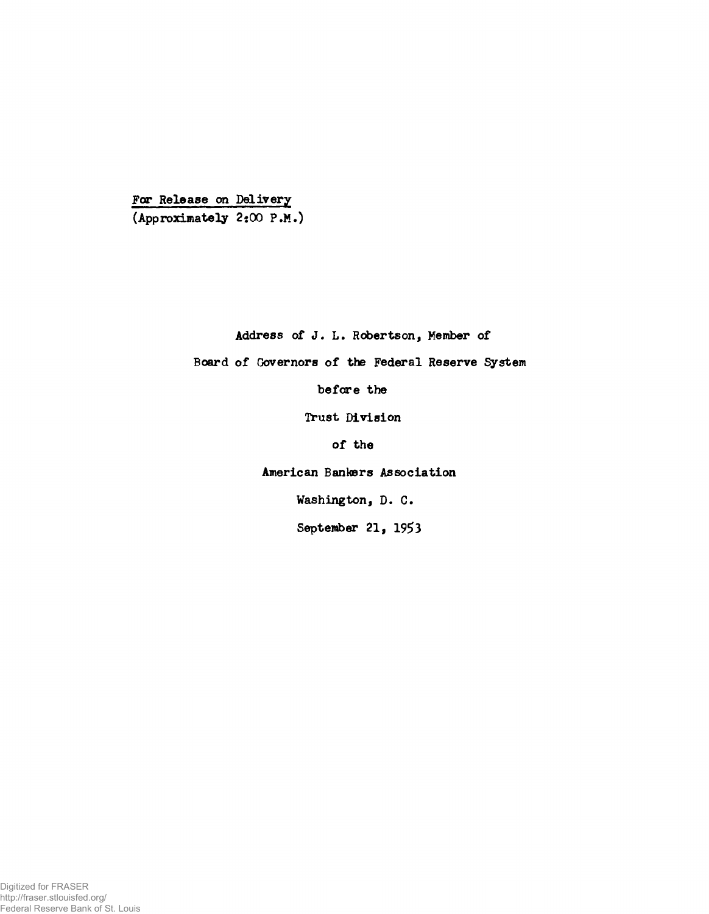<u>For Release on Delivery</u>
(Approximately 2:00 P.M.)

**Address of J. L. Robertson, Member of**

**Board of Governors of the Federal Reserve System**

**before the**

**Trust Division**

**of the**

**American Bankers Association**

**Washington, D. C.**

**September 21, 1953**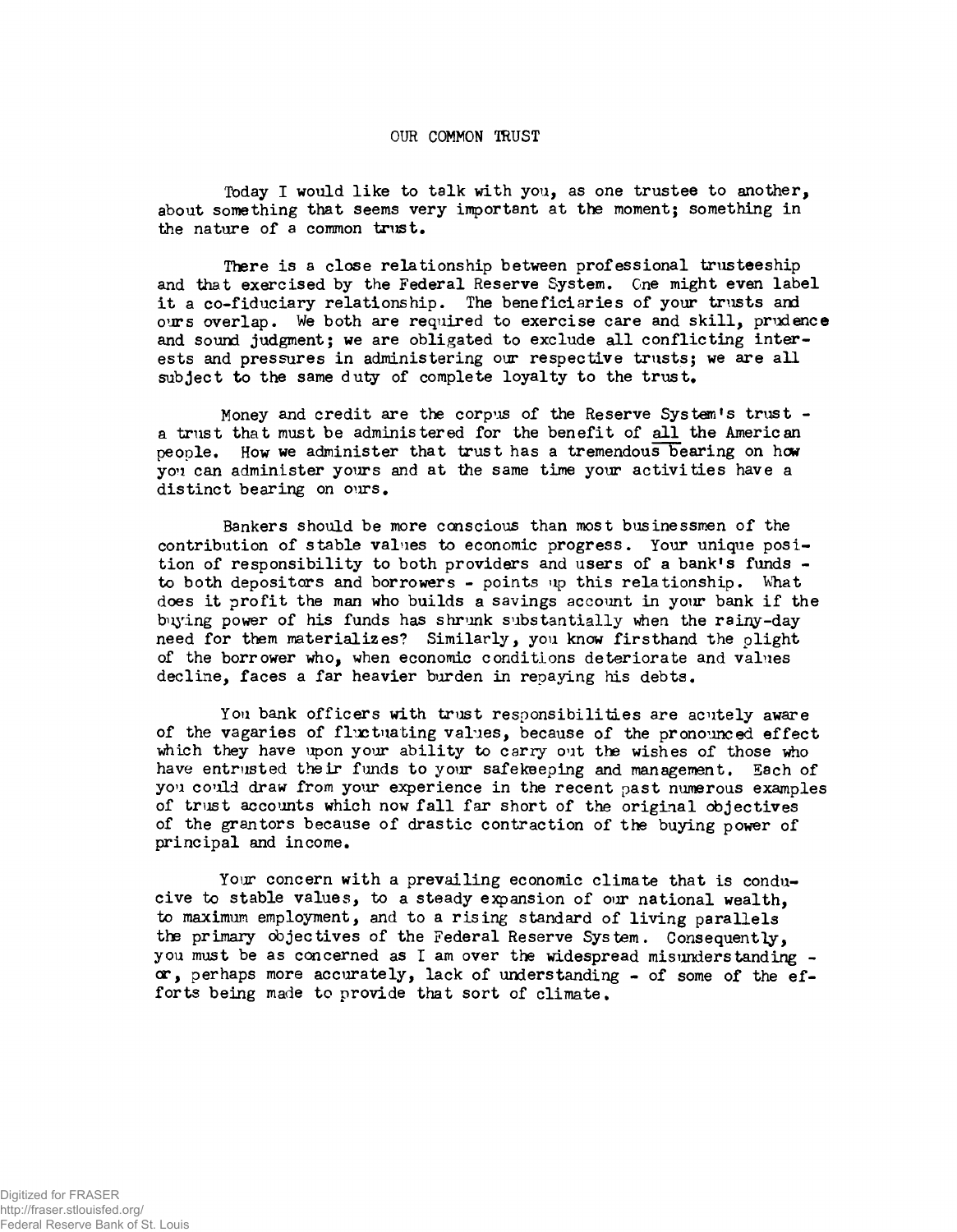# OUR COMMON TRUST

Today I would like to talk with you, as one trustee to another, about something that seems very important at the moment; something in the nature of a common trust.

There is a close relationship between professional trusteeship and that exercised by the Federal Reserve System. One might even label it a co-fiduciary relationship. The beneficiaries of your trusts and ours overlap. We both are required to exercise care and skill, prudence and sound judgment; we are obligated to exclude all conflicting interests and pressures in administering our respective trusts; we are all subject to the same duty of complete loyalty to the trust.

Money and credit are the corpus of the Reserve System's trust - a trust that must be administered for the benefit of all the American people. How we administer that trust has a tremendous bearing on how you can administer yours and at the same time your activities have a distinct bearing on ours.

Bankers should be more conscious than most businessmen of the contribution of stable values to economic progress. Your unique position of responsibility to both providers and users of a bank's funds - to both depositors and borrowers - points up this relationship. What does it profit the man who builds a savings account in your bank if the buying power of his funds has shrunk substantially when the rainy-day need for them materializes? Similarly, you know firsthand the plight of the borrower who, when economic conditions deteriorate and values decline, faces a far heavier burden in repaying his debts.

You bank officers with trust responsibilities are acutely aware of the vagaries of fluctuating values, because of the pronounced effect which they have upon your ability to carry out the wishes of those who have entrusted their funds to your safekeeping and management. Each of you could draw from your experience in the recent past numerous examples of trust accounts which now fall far short of the original objectives of the grantors because of drastic contraction of the buying power of principal and income.

Your concern with a prevailing economic climate that is conducive to stable values, to a steady expansion of our national wealth, to maximum employment, and to a rising standard of living parallels the primary objectives of the Federal Reserve System. Consequently, you must be as concerned as I am over the widespread misunderstanding - or, perhaps more accurately, lack of understanding - of some of the efforts being made to provide that sort of climate.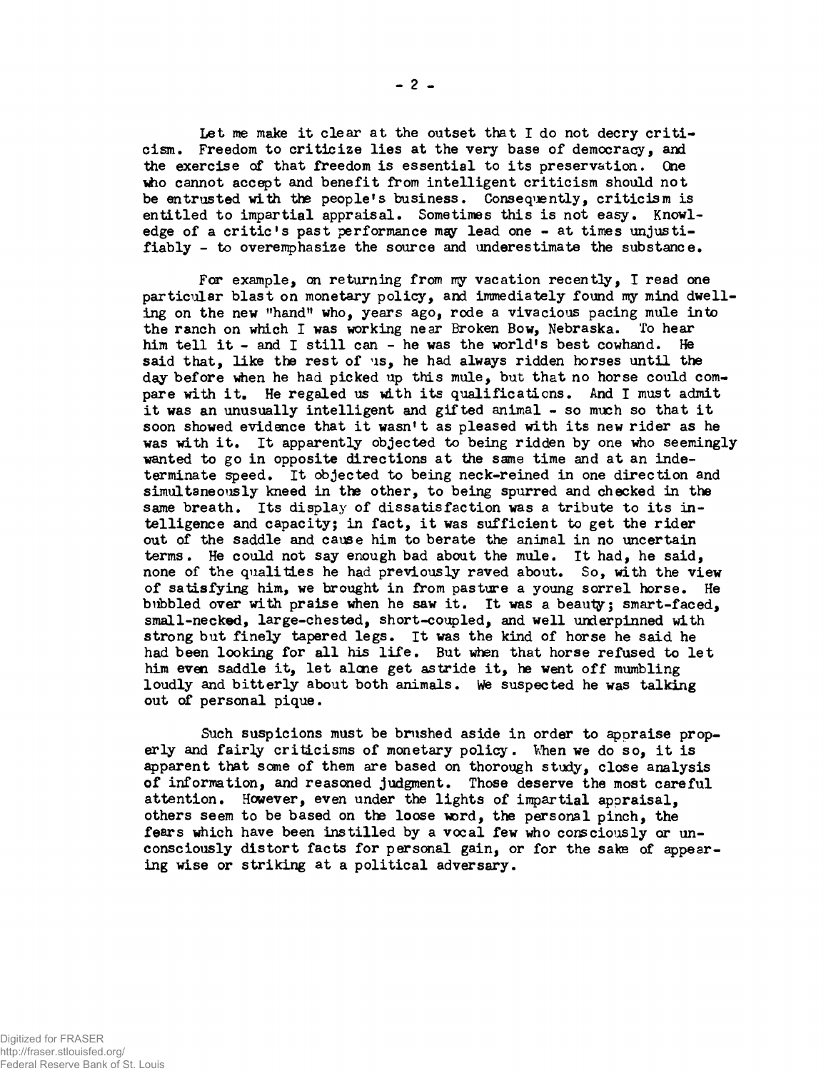Let me make it clear at the outset that I do not decry criticism. Freedom to criticize lies at the very base of democracy, and the exercise of that freedom is essential to its preservation. One who cannot accept and benefit from intelligent criticism should not be entrusted with the people's business. Consequently, criticism is entitled to impartial appraisal. Sometimes this is not easy. Knowledge of a critic's past performance may lead one - at times unjustifiably - to overemphasize the source and underestimate the substance.

For example, on returning from my vacation recently, I read one particular blast on monetary policy, and immediately found my mind dwelling on the new "hand" who, years ago, rode a vivacious pacing mule into the ranch on which I was working near Broken Bow, Nebraska. To hear him tell it - and I still can - he was the world's best cowhand. He said that, like the rest of us, he had always ridden horses until the day before when he had picked up this mule, but that no horse could compare with it. He regaled us with its qualifications. And I must admit it was an unusually intelligent and gifted animal - so much so that it soon showed evidence that it wasn't as pleased with its new rider as he was with it. It apparently objected to being ridden by one who seemingly wanted to go in opposite directions at the same time and at an indeterminate speed. It objected to being neck-reined in one direction and simultaneously kneed in the other, to being spurred and checked in the same breath. Its display of dissatisfaction was a tribute to its intelligence and capacity; in fact, it was sufficient to get the rider out of the saddle and cause him to berate the animal in no uncertain terms. He could not say enough bad about the mule. It had, he said, none of the qualities he had previously raved about. So, with the view of satisfying him, we brought in from pasture a young sorrel horse. He bubbled over with praise when he saw it. It was a beauty; smart-faced, small-necked, large-chested, short-coupled, and well underpinned with strong but finely tapered legs. It was the kind of horse he said he had been looking for all his life. But when that horse refused to let him even saddle it, let alone get astride it, he went off mumbling loudly and bitterly about both animals. We suspected he was talking out of personal pique.

Such suspicions must be brushed aside in order to appraise properly and fairly criticisms of monetary policy. When we do so, it is apparent that some of them are based on thorough study, close analysis of information, and reasoned judgment. Those deserve the most careful attention. However, even under the lights of impartial appraisal, others seem to be based on the loose word, the personal pinch, the fears which have been instilled by a vocal few who consciously or unconsciously distort facts for personal gain, or for the sake of appearing wise or striking at a political adversary.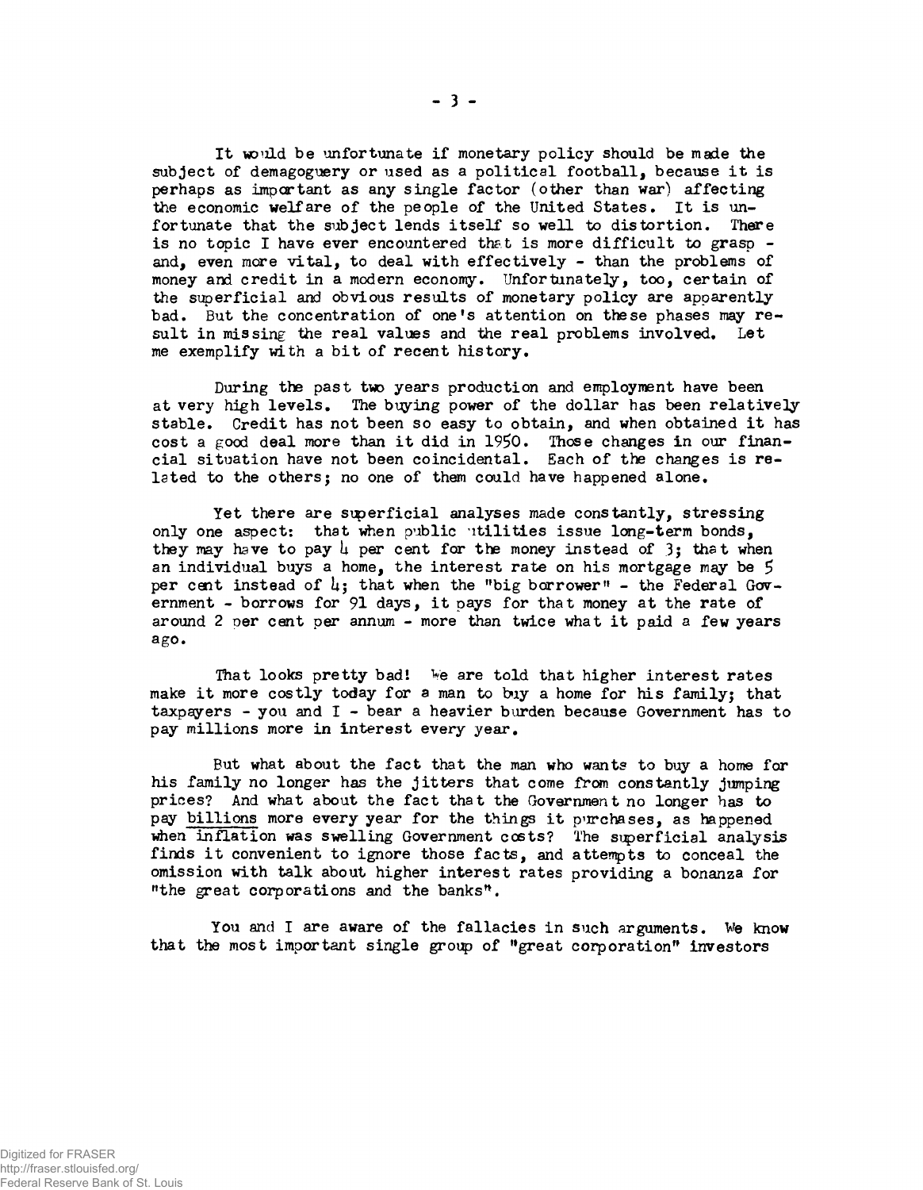It would be unfortunate if monetary policy should be made the subject of demagoguery or used as a political football, because it is perhaps as important as any single factor (other than war) affecting the economic welfare of the people of the United States. It is unfortunate that the subject lends itself so well to distortion. There is no topic I have ever encountered that is more difficult to grasp - and, even more vital, to deal with effectively - than the problems of money and credit in a modern economy. Unfortunately, too, certain of the superficial and obvious results of monetary policy are apparently bad. But the concentration of one's attention on these phases may result in missing the real values and the real problems involved. Let me exemplify with a bit of recent history.

During the past two years production and employment have been at very high levels. The buying power of the dollar has been relatively stable. Credit has not been so easy to obtain, and when obtained it has cost a good deal more than it did in 1950. Those changes in our financial situation have not been coincidental. Each of the changes is related to the others; no one of them could have happened alone.

Yet there are superficial analyses made constantly, stressing only one aspect: that when public utilities issue long-term bonds, they may have to pay 4 per cent for the money instead of 3; that when an individual buys a home, the interest rate on his mortgage may be 5 per cent instead of 4; that when the "big borrower" - the Federal Government - borrows for 91 days, it pays for that money at the rate of around 2 per cent per annum - more than twice what it paid a few years ago.

That looks pretty bad! We are told that higher interest rates make it more costly today for a man to buy a home for his family; that taxpayers - you and I - bear a heavier burden because Government has to pay millions more in interest every year.

But what about the fact that the man who wants to buy a home for his family no longer has the jitters that come from constantly jumping prices? And what about the fact that the Government no longer has to pay billions more every year for the things it purchases, as happened when inflation was swelling Government costs? The superficial analysis finds it convenient to ignore those facts, and attempts to conceal the omission with talk about higher interest rates providing a bonanza for "the great corporations and the banks".

You and I are aware of the fallacies in such arguments. We know that the most important single group of "great corporation" investors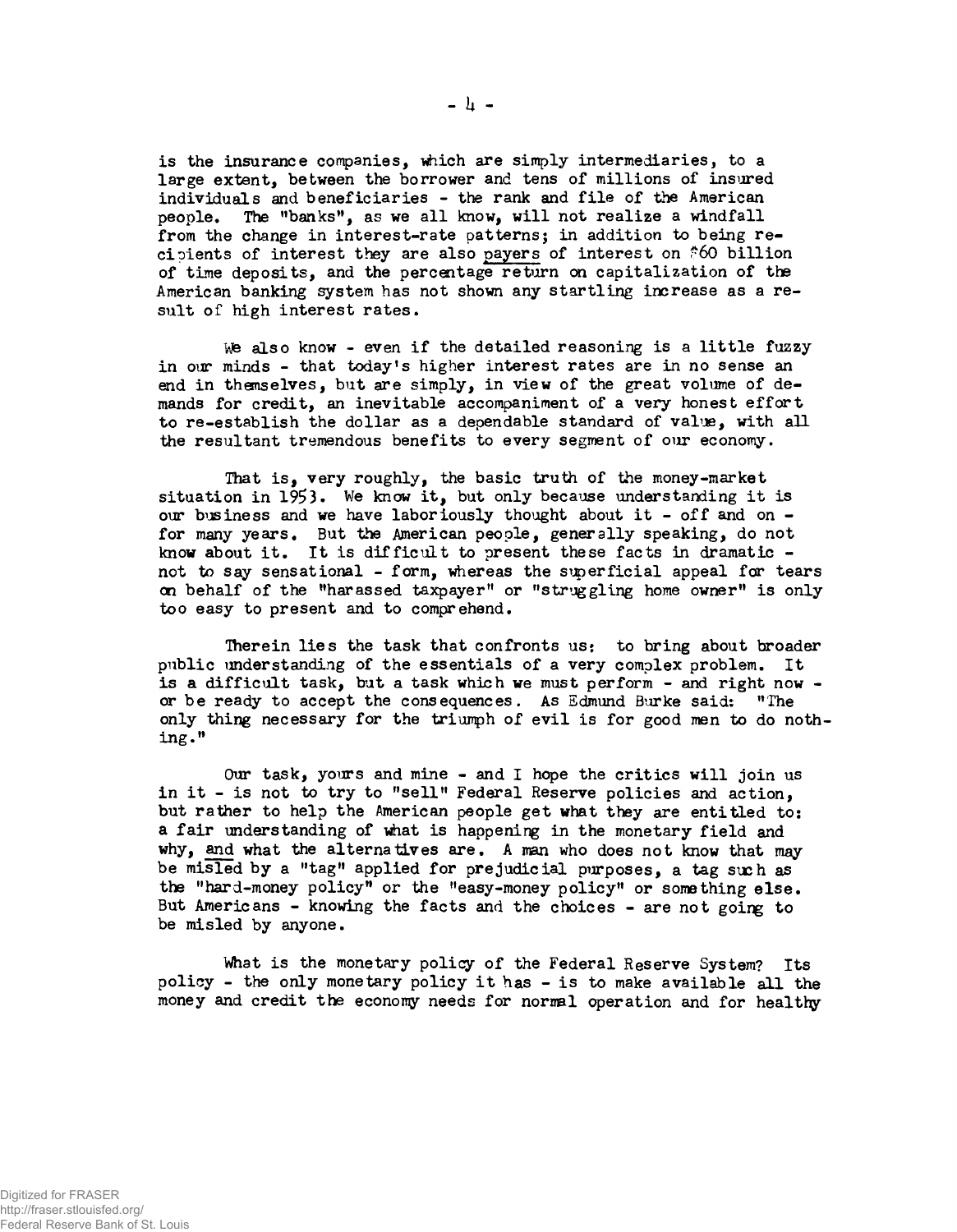is the insurance companies, which are simply intermediaries, to a large extent, between the borrower and tens of millions of insured individuals and beneficiaries - the rank and file of the American people. The "banks", as we all know, will not realize a windfall from the change in interest-rate patterns; in addition to being recipients of interest they are also payers of interest on $60 billion of time deposits, and the percentage return on capitalization of the American banking system has not shown any startling increase as a result of high interest rates.

We also know - even if the detailed reasoning is a little fuzzy in our minds - that today's higher interest rates are in no sense an end in themselves, but are simply, in view of the great volume of demands for credit, an inevitable accompaniment of a very honest effort to re-establish the dollar as a dependable standard of value, with all the resultant tremendous benefits to every segment of our economy.

That is, very roughly, the basic truth of the money-market situation in 1953. We know it, but only because understanding it is our business and we have laboriously thought about it - off and on - for many years. But the American people, generally speaking, do not know about it. It is difficult to present these facts in dramatic - not to say sensational - form, whereas the superficial appeal for tears on behalf of the "harassed taxpayer" or "struggling home owner" is only too easy to present and to comprehend.

Therein lies the task that confronts us: to bring about broader public understanding of the essentials of a very complex problem. It is a difficult task, but a task which we must perform - and right now - or be ready to accept the consequences. As Edmund Burke said: "The only thing necessary for the triumph of evil is for good men to do nothing."

Our task, yours and mine - and I hope the critics will join us in it - is not to try to "sell" Federal Reserve policies and action, but rather to help the American people get what they are entitled to: a fair understanding of what is happening in the monetary field and why, and what the alternatives are. A man who does not know that may be misled by a "tag" applied for prejudicial purposes, a tag such as the "hard-money policy" or the "easy-money policy" or something else. But Americans - knowing the facts and the choices - are not going to be misled by anyone.

What is the monetary policy of the Federal Reserve System? Its policy - the only monetary policy it has - is to make available all the money and credit the economy needs for normal operation and for healthy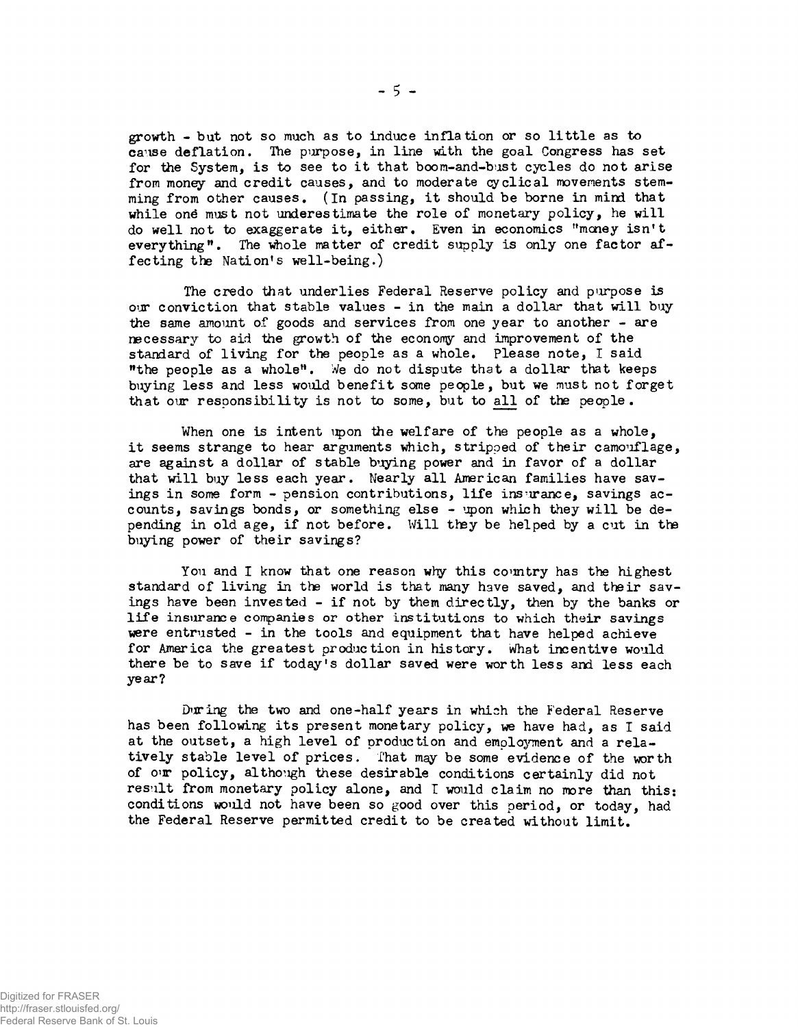growth - but not so much as to induce inflation or so little as to cause deflation. The purpose, in line with the goal Congress has set for the System, is to see to it that boom-and-bust cycles do not arise from money and credit causes, and to moderate cyclical movements stemming from other causes. (In passing, it should be borne in mind that while one must not underestimate the role of monetary policy, he will do well not to exaggerate it, either. Even in economics "money isn't everything". The whole matter of credit supply is only one factor affecting the Nation's well-being.)

The credo that underlies Federal Reserve policy and purpose is our conviction that stable values - in the main a dollar that will buy the same amount of goods and services from one year to another - are necessary to aid the growth of the economy and improvement of the standard of living for the people as a whole. Please note, I said "the people as a whole". We do not dispute that a dollar that keeps buying less and less would benefit some people, but we must not forget that our responsibility is not to some, but to all of the people.

When one is intent upon the welfare of the people as a whole, it seems strange to hear arguments which, stripped of their camouflage, are against a dollar of stable buying power and in favor of a dollar that will buy less each year. Nearly all American families have savings in some form - pension contributions, life insurance, savings accounts, savings bonds, or something else - upon which they will be depending in old age, if not before. Will they be helped by a cut in the buying power of their savings?

You and I know that one reason why this country has the highest standard of living in the world is that many have saved, and their savings have been invested - if not by them directly, then by the banks or life insurance companies or other institutions to which their savings were entrusted - in the tools and equipment that have helped achieve for America the greatest production in history. What incentive would there be to save if today's dollar saved were worth less and less each year?

During the two and one-half years in which the Federal Reserve has been following its present monetary policy, we have had, as I said at the outset, a high level of production and employment and a relatively stable level of prices. That may be some evidence of the worth of our policy, although these desirable conditions certainly did not result from monetary policy alone, and I would claim no more than this: conditions would not have been so good over this period, or today, had the Federal Reserve permitted credit to be created without limit.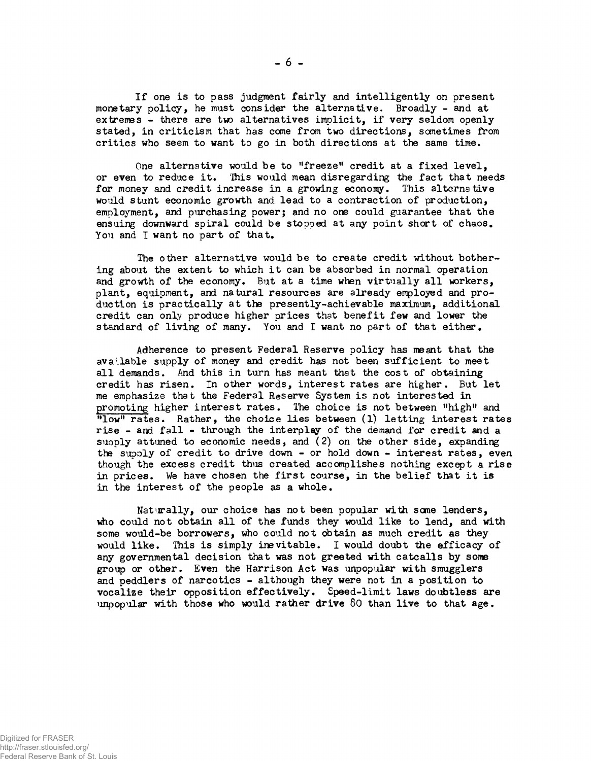If one is to pass judgment fairly and intelligently on present monetary policy, he must consider the alternative. Broadly - and at extremes - there are two alternatives implicit, if very seldom openly stated, in criticism that has come from two directions, sometimes from critics who seem to want to go in both directions at the same time.

One alternative would be to "freeze" credit at a fixed level, or even to reduce it. This would mean disregarding the fact that needs for money and credit increase in a growing economy. This alternative would stunt economic growth and lead to a contraction of production, employment, and purchasing power; and no one could guarantee that the ensuing downward spiral could be stopped at any point short of chaos. You and I want no part of that.

The other alternative would be to create credit without bothering about the extent to which it can be absorbed in normal operation and growth of the economy. But at a time when virtually all workers, plant, equipment, and natural resources are already employed and production is practically at the presently-achievable maximum, additional credit can only produce higher prices that benefit few and lower the standard of living of many. You and I want no part of that either.

Adherence to present Federal Reserve policy has meant that the available supply of money and credit has not been sufficient to meet all demands. And this in turn has meant that the cost of obtaining credit has risen. In other words, interest rates are higher. But let me emphasize that the Federal Reserve System is not interested in <u>promoting</u> higher interest rates. The choice is not between "high" and "low" rates. Rather, the choice lies between (1) letting interest rates rise - and fall - through the interplay of the demand for credit and a supply attuned to economic needs, and (2) on the other side, expanding the supply of credit to drive down - or hold down - interest rates, even though the excess credit thus created accomplishes nothing except a rise in prices. We have chosen the first course, in the belief that it is in the interest of the people as a whole.

Naturally, our choice has not been popular with some lenders, who could not obtain all of the funds they would like to lend, and with some would-be borrowers, who could not obtain as much credit as they would like. This is simply inevitable. I would doubt the efficacy of any governmental decision that was not greeted with catcalls by some group or other. Even the Harrison Act was unpopular with smugglers and peddlers of narcotics - although they were not in a position to vocalize their opposition effectively. Speed-limit laws doubtless are unpopular with those who would rather drive 80 than live to that age.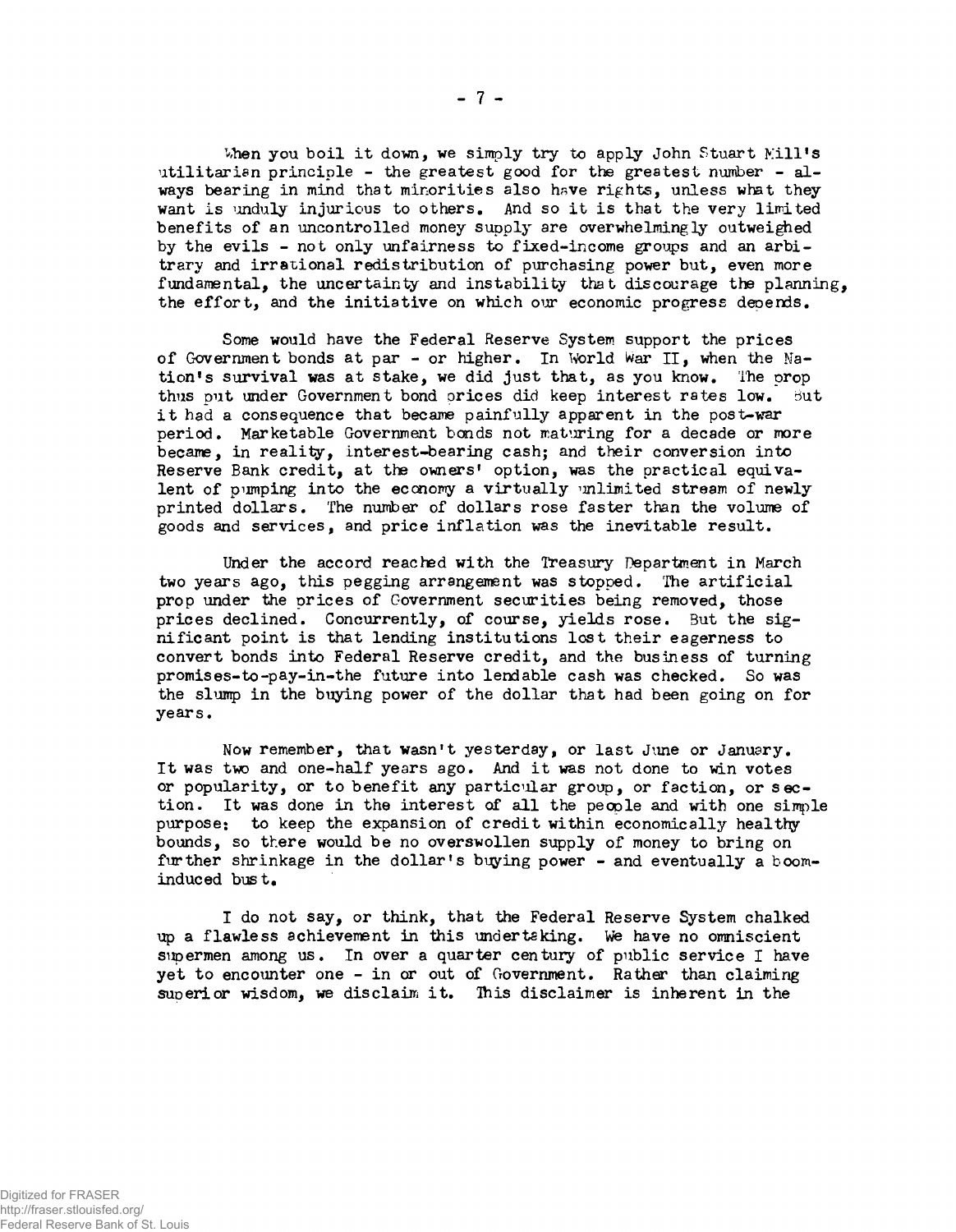When you boil it down, we simply try to apply John Stuart Mill's utilitarian principle - the greatest good for the greatest number - always bearing in mind that minorities also have rights, unless what they want is unduly injurious to others. And so it is that the very limited benefits of an uncontrolled money supply are overwhelmingly outweighed by the evils - not only unfairness to fixed-income groups and an arbitrary and irrational redistribution of purchasing power but, even more fundamental, the uncertainty and instability that discourage the planning, the effort, and the initiative on which our economic progress depends.

Some would have the Federal Reserve System support the prices of Government bonds at par - or higher. In World War II, when the Nation's survival was at stake, we did just that, as you know. The prop thus put under Government bond prices did keep interest rates low. But it had a consequence that became painfully apparent in the post-war period. Marketable Government bonds not maturing for a decade or more became, in reality, interest-bearing cash; and their conversion into Reserve Bank credit, at the owners' option, was the practical equivalent of pumping into the economy a virtually unlimited stream of newly printed dollars. The number of dollars rose faster than the volume of goods and services, and price inflation was the inevitable result.

Under the accord reached with the Treasury Department in March two years ago, this pegging arrangement was stopped. The artificial prop under the prices of Government securities being removed, those prices declined. Concurrently, of course, yields rose. But the significant point is that lending institutions lost their eagerness to convert bonds into Federal Reserve credit, and the business of turning promises-to-pay-in-the future into lendable cash was checked. So was the slump in the buying power of the dollar that had been going on for years.

Now remember, that wasn't yesterday, or last June or January. It was two and one-half years ago. And it was not done to win votes or popularity, or to benefit any particular group, or faction, or section. It was done in the interest of all the people and with one simple purpose: to keep the expansion of credit within economically healthy bounds, so there would be no overswollen supply of money to bring on further shrinkage in the dollar's buying power - and eventually a boom-induced bust.

I do not say, or think, that the Federal Reserve System chalked up a flawless achievement in this undertaking. We have no omniscient supermen among us. In over a quarter century of public service I have yet to encounter one - in or out of Government. Rather than claiming superior wisdom, we disclaim it. This disclaimer is inherent in the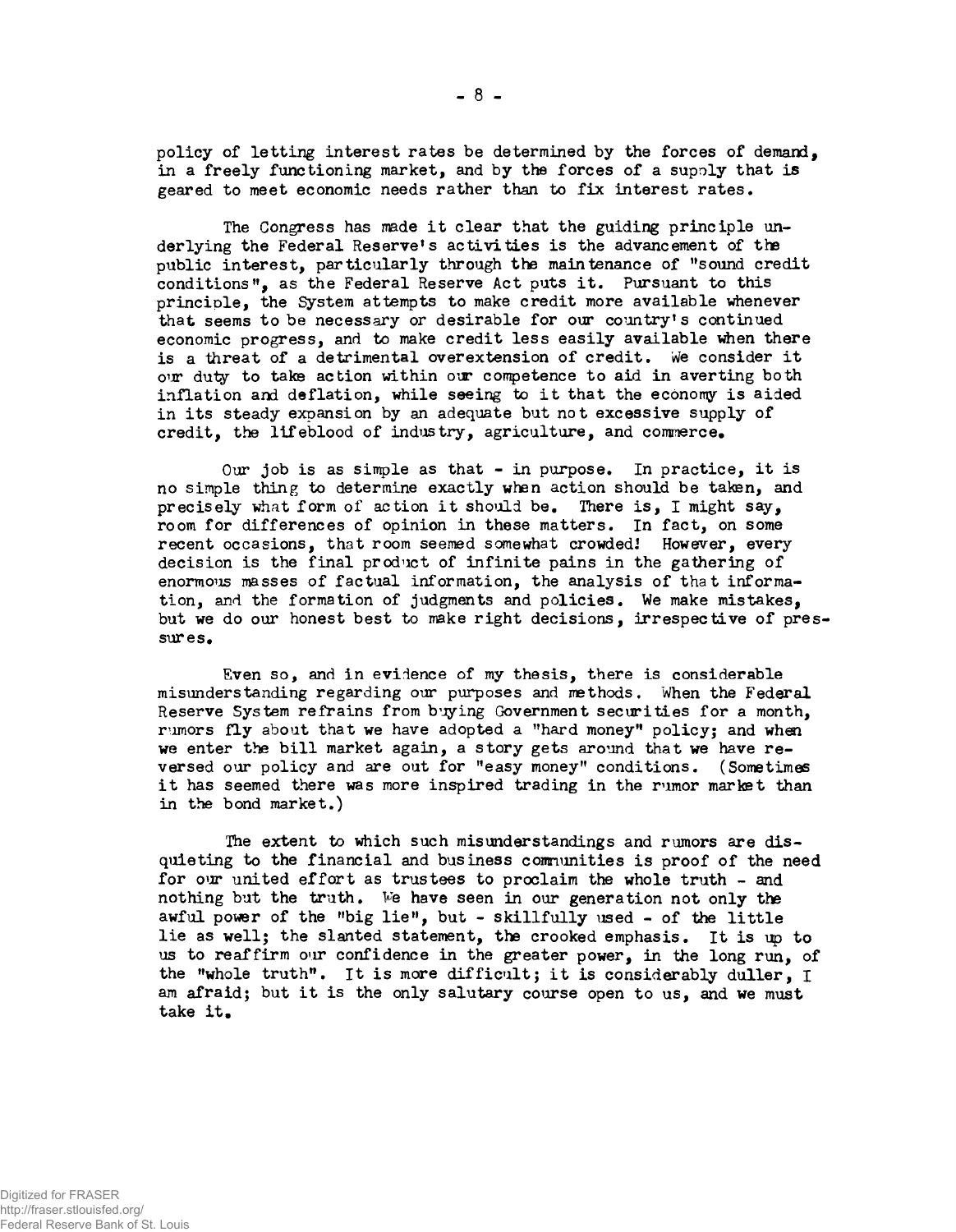policy of letting interest rates be determined by the forces of demand, in a freely functioning market, and by the forces of a supply that is geared to meet economic needs rather than to fix interest rates.

The Congress has made it clear that the guiding principle underlying the Federal Reserve's activities is the advancement of the public interest, particularly through the maintenance of "sound credit conditions", as the Federal Reserve Act puts it. Pursuant to this principle, the System attempts to make credit more available whenever that seems to be necessary or desirable for our country's continued economic progress, and to make credit less easily available when there is a threat of a detrimental overextension of credit. We consider it our duty to take action within our competence to aid in averting both inflation and deflation, while seeing to it that the economy is aided in its steady expansion by an adequate but not excessive supply of credit, the lifeblood of industry, agriculture, and commerce.

Our job is as simple as that - in purpose. In practice, it is no simple thing to determine exactly when action should be taken, and precisely what form of action it should be. There is, I might say, room for differences of opinion in these matters. In fact, on some recent occasions, that room seemed somewhat crowded! However, every decision is the final product of infinite pains in the gathering of enormous masses of factual information, the analysis of that information, and the formation of judgments and policies. We make mistakes, but we do our honest best to make right decisions, irrespective of pressures.

Even so, and in evidence of my thesis, there is considerable misunderstanding regarding our purposes and methods. When the Federal Reserve System refrains from buying Government securities for a month, rumors fly about that we have adopted a "hard money" policy; and when we enter the bill market again, a story gets around that we have reversed our policy and are out for "easy money" conditions. (Sometimes it has seemed there was more inspired trading in the rumor market than in the bond market.)

The extent to which such misunderstandings and rumors are disquieting to the financial and business communities is proof of the need for our united effort as trustees to proclaim the whole truth - and nothing but the truth. We have seen in our generation not only the awful power of the "big lie", but - skillfully used - of the little lie as well; the slanted statement, the crooked emphasis. It is up to us to reaffirm our confidence in the greater power, in the long run, of the "whole truth". It is more difficult; it is considerably duller, I am afraid; but it is the only salutary course open to us, and we must take it.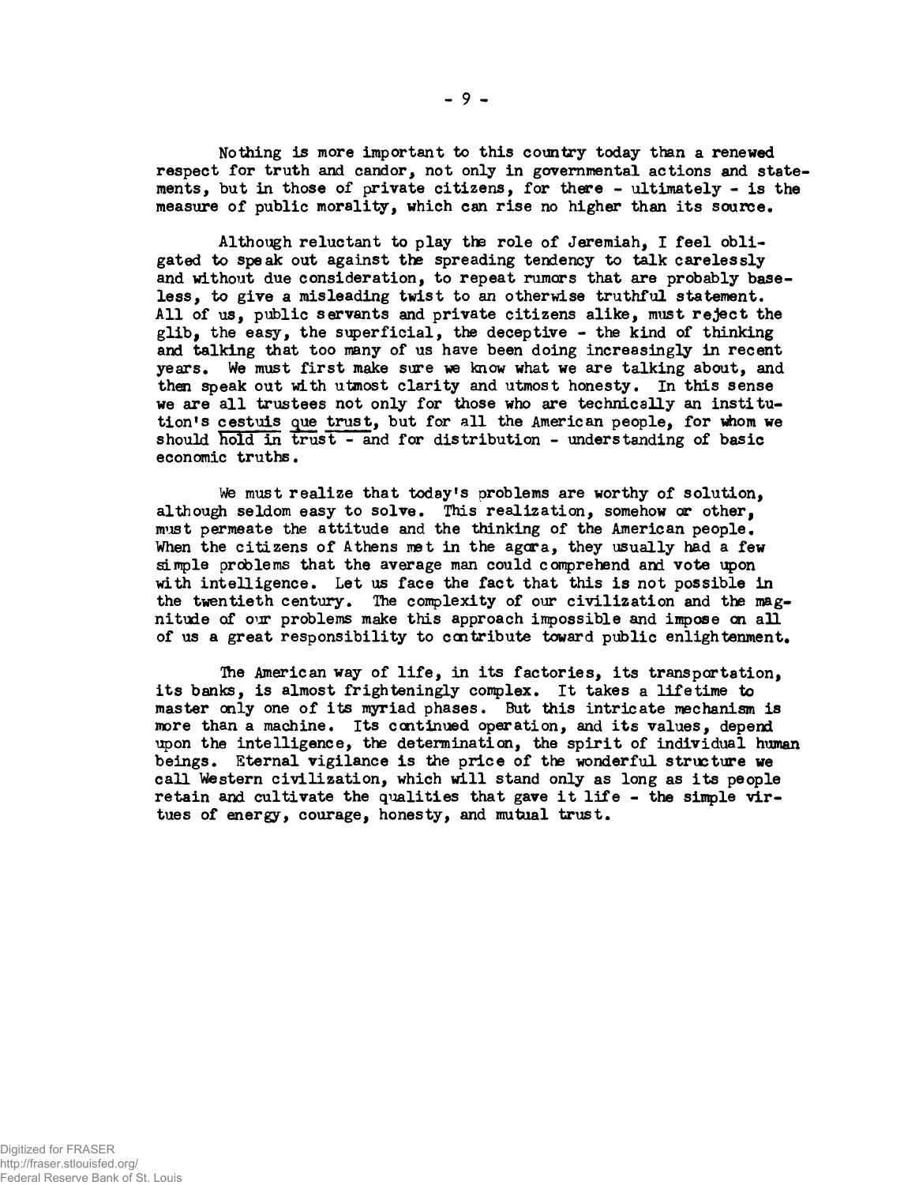Nothing is more important to this country today than a renewed respect for truth and candor, not only in governmental actions and statements, but in those of private citizens, for there - ultimately - is the measure of public morality, which can rise no higher than its source.

Although reluctant to play the role of Jeremiah, I feel obligated to speak out against the spreading tendency to talk carelessly and without due consideration, to repeat rumors that are probably baseless, to give a misleading twist to an otherwise truthful statement. All of us, public servants and private citizens alike, must reject the glib, the easy, the superficial, the deceptive - the kind of thinking and talking that too many of us have been doing increasingly in recent years. We must first make sure we know what we are talking about, and then speak out with utmost clarity and utmost honesty. In this sense we are all trustees not only for those who are technically an institution's cestuis que trust, but for all the American people, for whom we should hold in trust - and for distribution - understanding of basic economic truths.

We must realize that today's problems are worthy of solution, although seldom easy to solve. This realization, somehow or other, must permeate the attitude and the thinking of the American people. When the citizens of Athens met in the agora, they usually had a few simple problems that the average man could comprehend and vote upon with intelligence. Let us face the fact that this is not possible in the twentieth century. The complexity of our civilization and the magnitude of our problems make this approach impossible and impose on all of us a great responsibility to contribute toward public enlightenment.

The American way of life, in its factories, its transportation, its banks, is almost frighteningly complex. It takes a lifetime to master only one of its myriad phases. But this intricate mechanism is more than a machine. Its continued operation, and its values, depend upon the intelligence, the determination, the spirit of individual human beings. Eternal vigilance is the price of the wonderful structure we call Western civilization, which will stand only as long as its people retain and cultivate the qualities that gave it life - the simple virtues of energy, courage, honesty, and mutual trust.